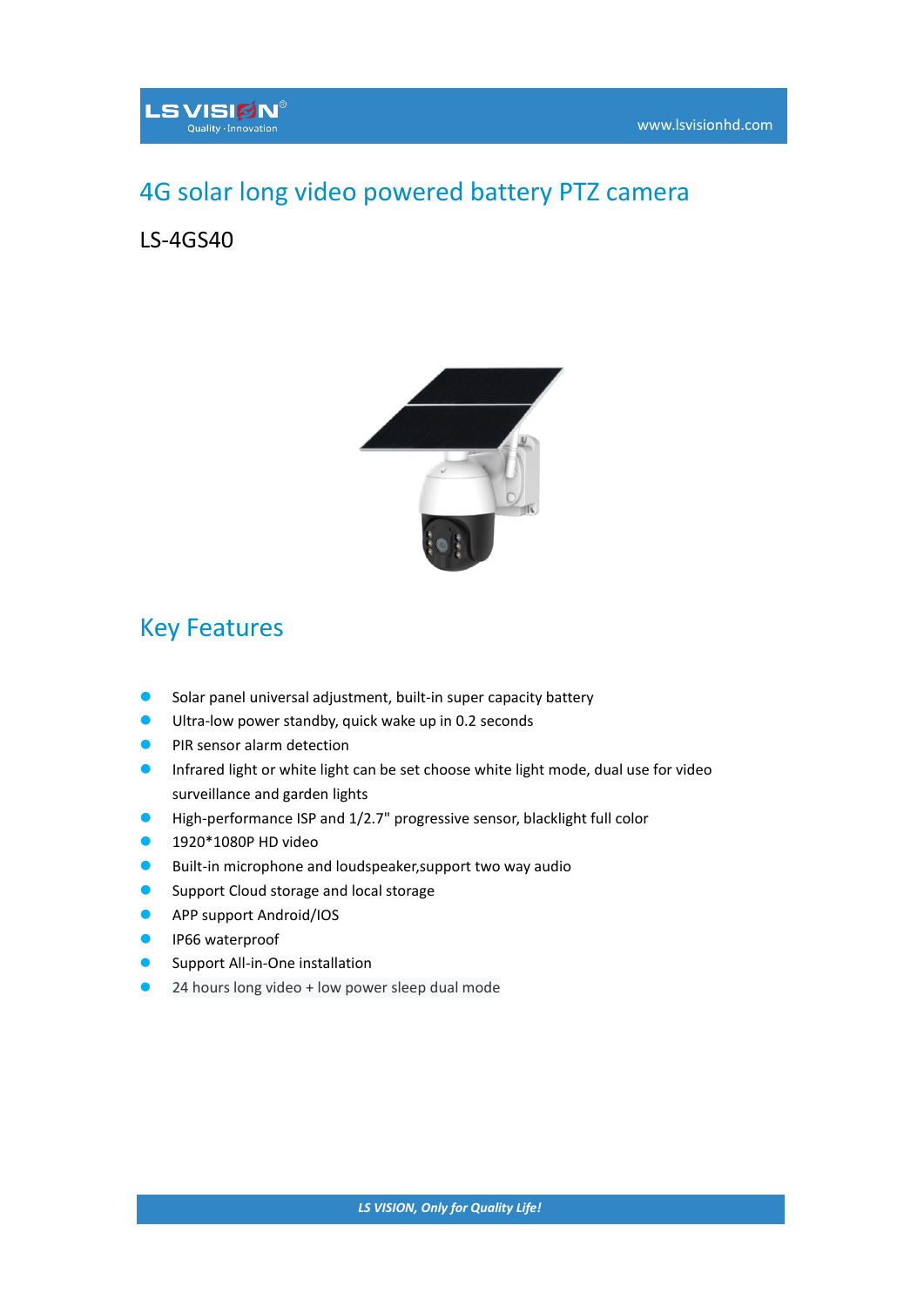# 4G solar long video powered battery PTZ camera

LS-4GS40

## Key Features

- Solar panel universal adjustment, built-in super capacity battery
- Ultra-low power standby, quick wake up in 0.2 seconds
- PIR sensor alarm detection
- Infrared light or white light can be set choose white light mode, dual use for video surveillance and garden lights
- High-performance ISP and 1/2.7" progressive sensor, blacklight full color
- 1920*1080P HD video
- Built-in microphone and loudspeaker,support two way audio
- Support Cloud storage and local storage
- APP support Android/IOS
- IP66 waterproof
- Support All-in-One installation
- 24 hours long video + low power sleep dual mode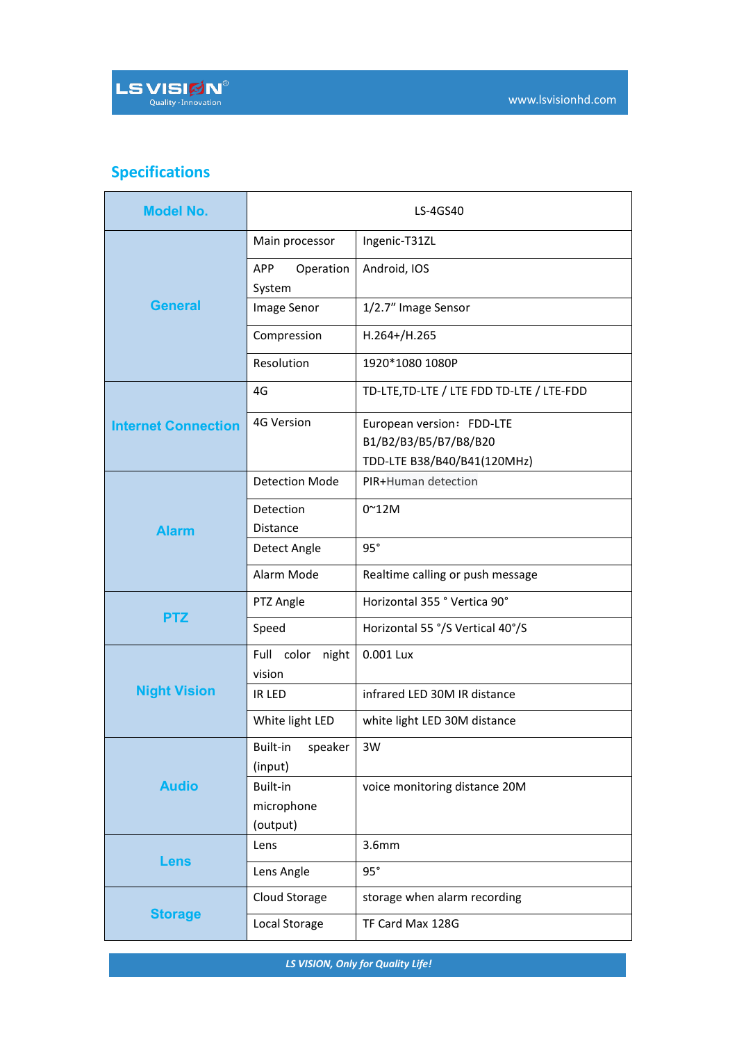## Specifications

| Model No. | LS-4GS40 | |
|---|---|---|
| General | Main processor | Ingenic-T31ZL |
| | APP Operation System | Android, IOS |
| | Image Senor | 1/2.7" Image Sensor |
| | Compression | H.264+/H.265 |
| | Resolution | 1920*1080 1080P |
| Internet Connection | 4G | TD-LTE,TD-LTE / LTE FDD TD-LTE / LTE-FDD |
| | 4G Version | European version： FDD-LTE B1/B2/B3/B5/B7/B8/B20 TDD-LTE B38/B40/B41(120MHz) |
| Alarm | Detection Mode | PIR+Human detection |
| | Detection Distance | 0~12M |
| | Detect Angle | 95° |
| | Alarm Mode | Realtime calling or push message |
| PTZ | PTZ Angle | Horizontal 355 ° Vertica 90° |
| | Speed | Horizontal 55 °/S Vertical 40°/S |
| Night Vision | Full color night vision | 0.001 Lux |
| | IR LED | infrared LED 30M IR distance |
| | White light LED | white light LED 30M distance |
| Audio | Built-in speaker (input) | 3W |
| | Built-in microphone (output) | voice monitoring distance 20M |
| Lens | Lens | 3.6mm |
| | Lens Angle | 95° |
| Storage | Cloud Storage | storage when alarm recording |
| | Local Storage | TF Card Max 128G |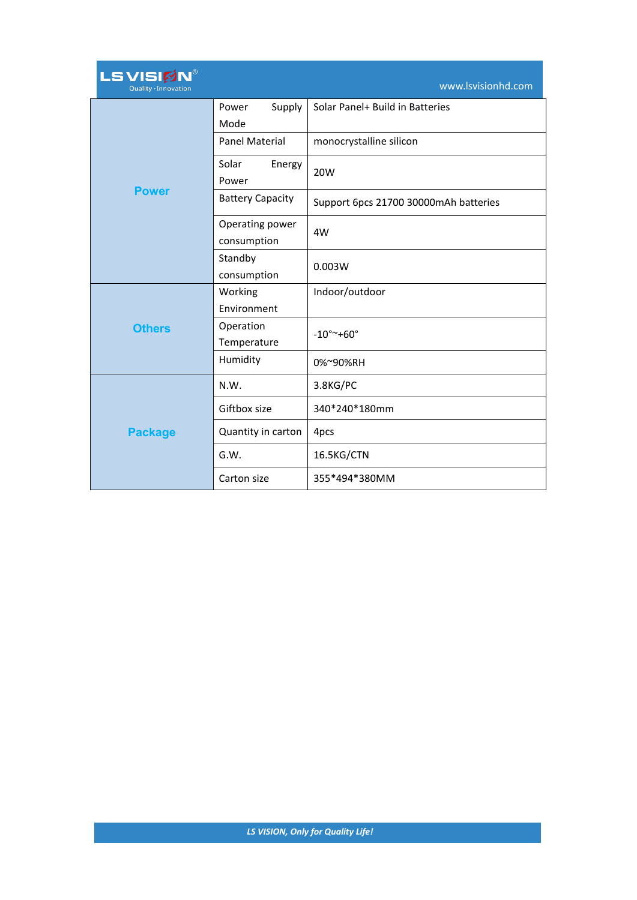| | | |
|---|---|---|
| Power | Power Supply Mode | Solar Panel+ Build in Batteries |
| | Panel Material | monocrystalline silicon |
| | Solar Energy Power | 20W |
| | Battery Capacity | Support 6pcs 21700 30000mAh batteries |
| | Operating power consumption | 4W |
| | Standby consumption | 0.003W |
| Others | Working Environment | Indoor/outdoor |
| | Operation Temperature | -10°~+60° |
| | Humidity | 0%~90%RH |
| Package | N.W. | 3.8KG/PC |
| | Giftbox size | 340*240*180mm |
| | Quantity in carton | 4pcs |
| | G.W. | 16.5KG/CTN |
| | Carton size | 355*494*380MM |